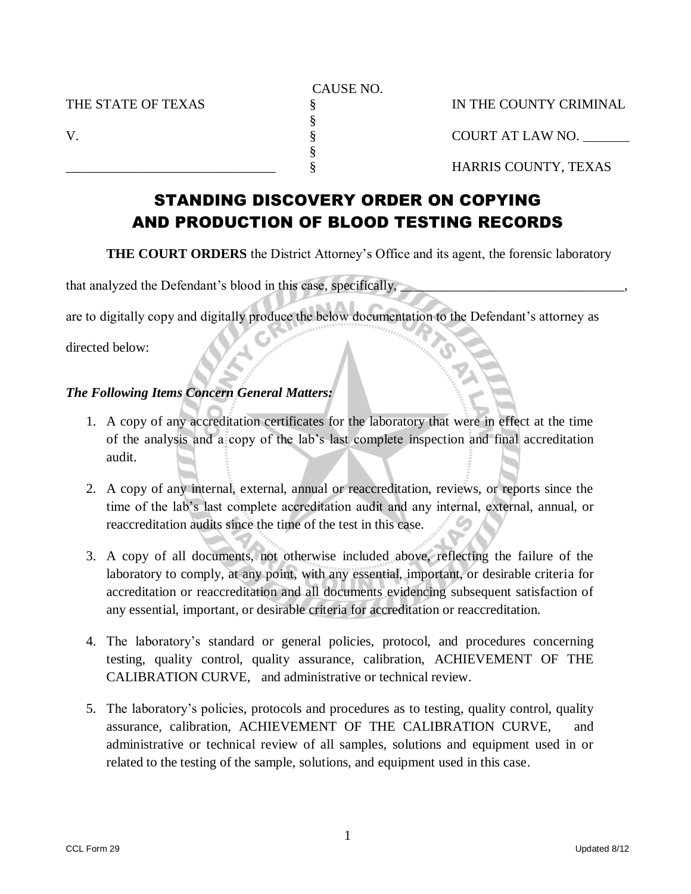CAUSE NO.

| THE STATE OF TEXAS | § | IN THE COUNTY CRIMINAL |
|---|---|---|
| | § | |
| V. | § | COURT AT LAW NO. _______ |
| | § | |
| ______________________________ | § | HARRIS COUNTY, TEXAS |

# STANDING DISCOVERY ORDER ON COPYING AND PRODUCTION OF BLOOD TESTING RECORDS

**THE COURT ORDERS** the District Attorney's Office and its agent, the forensic laboratory that analyzed the Defendant's blood in this case, specifically, _________________________________, are to digitally copy and digitally produce the below documentation to the Defendant's attorney as directed below:

***The Following Items Concern General Matters:***

1. A copy of any accreditation certificates for the laboratory that were in effect at the time of the analysis and a copy of the lab's last complete inspection and final accreditation audit.

2. A copy of any internal, external, annual or reaccreditation, reviews, or reports since the time of the lab's last complete accreditation audit and any internal, external, annual, or reaccreditation audits since the time of the test in this case.

3. A copy of all documents, not otherwise included above, reflecting the failure of the laboratory to comply, at any point, with any essential, important, or desirable criteria for accreditation or reaccreditation and all documents evidencing subsequent satisfaction of any essential, important, or desirable criteria for accreditation or reaccreditation.

4. The laboratory's standard or general policies, protocol, and procedures concerning testing, quality control, quality assurance, calibration, ACHIEVEMENT OF THE CALIBRATION CURVE, and administrative or technical review.

5. The laboratory's policies, protocols and procedures as to testing, quality control, quality assurance, calibration, ACHIEVEMENT OF THE CALIBRATION CURVE, and administrative or technical review of all samples, solutions and equipment used in or related to the testing of the sample, solutions, and equipment used in this case.

CCL Form 29 Updated 8/12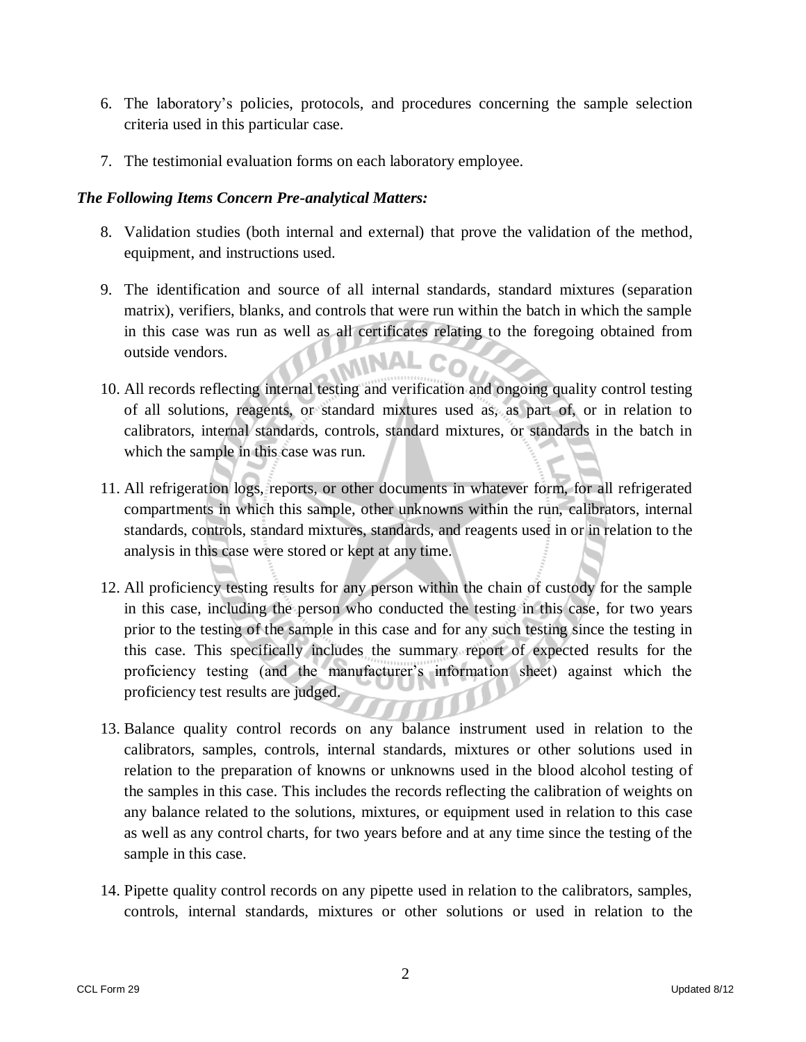6. The laboratory's policies, protocols, and procedures concerning the sample selection criteria used in this particular case.

7. The testimonial evaluation forms on each laboratory employee.

***The Following Items Concern Pre-analytical Matters:***

8. Validation studies (both internal and external) that prove the validation of the method, equipment, and instructions used.

9. The identification and source of all internal standards, standard mixtures (separation matrix), verifiers, blanks, and controls that were run within the batch in which the sample in this case was run as well as all certificates relating to the foregoing obtained from outside vendors.

10. All records reflecting internal testing and verification and ongoing quality control testing of all solutions, reagents, or standard mixtures used as, as part of, or in relation to calibrators, internal standards, controls, standard mixtures, or standards in the batch in which the sample in this case was run.

11. All refrigeration logs, reports, or other documents in whatever form, for all refrigerated compartments in which this sample, other unknowns within the run, calibrators, internal standards, controls, standard mixtures, standards, and reagents used in or in relation to the analysis in this case were stored or kept at any time.

12. All proficiency testing results for any person within the chain of custody for the sample in this case, including the person who conducted the testing in this case, for two years prior to the testing of the sample in this case and for any such testing since the testing in this case. This specifically includes the summary report of expected results for the proficiency testing (and the manufacturer's information sheet) against which the proficiency test results are judged.

13. Balance quality control records on any balance instrument used in relation to the calibrators, samples, controls, internal standards, mixtures or other solutions used in relation to the preparation of knowns or unknowns used in the blood alcohol testing of the samples in this case. This includes the records reflecting the calibration of weights on any balance related to the solutions, mixtures, or equipment used in relation to this case as well as any control charts, for two years before and at any time since the testing of the sample in this case.

14. Pipette quality control records on any pipette used in relation to the calibrators, samples, controls, internal standards, mixtures or other solutions or used in relation to the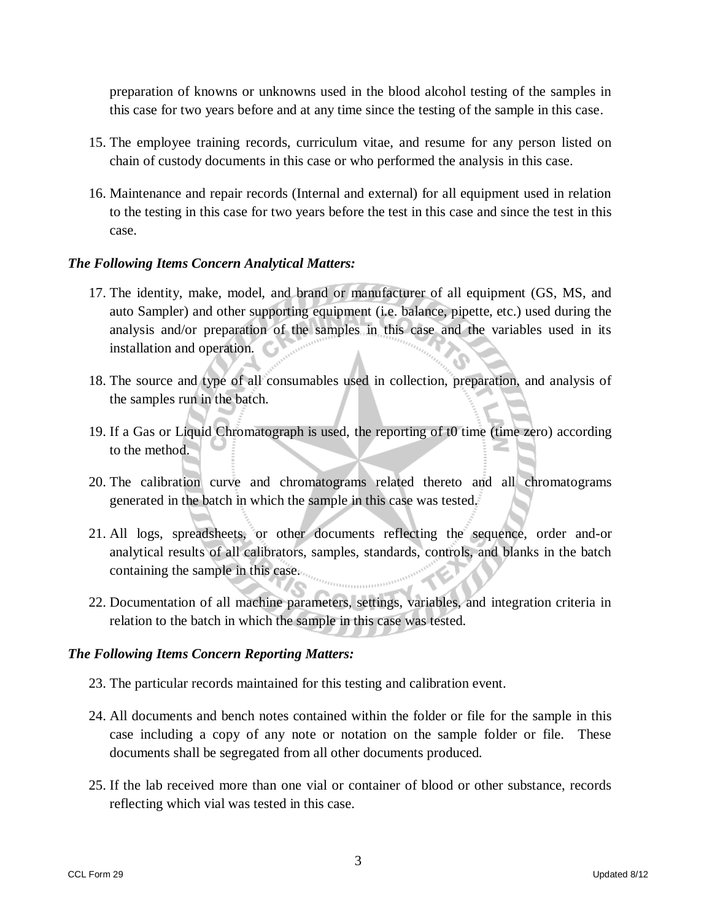preparation of knowns or unknowns used in the blood alcohol testing of the samples in this case for two years before and at any time since the testing of the sample in this case.

15. The employee training records, curriculum vitae, and resume for any person listed on chain of custody documents in this case or who performed the analysis in this case.

16. Maintenance and repair records (Internal and external) for all equipment used in relation to the testing in this case for two years before the test in this case and since the test in this case.

*The Following Items Concern Analytical Matters:*

17. The identity, make, model, and brand or manufacturer of all equipment (GS, MS, and auto Sampler) and other supporting equipment (i.e. balance, pipette, etc.) used during the analysis and/or preparation of the samples in this case and the variables used in its installation and operation.

18. The source and type of all consumables used in collection, preparation, and analysis of the samples run in the batch.

19. If a Gas or Liquid Chromatograph is used, the reporting of t0 time (time zero) according to the method.

20. The calibration curve and chromatograms related thereto and all chromatograms generated in the batch in which the sample in this case was tested.

21. All logs, spreadsheets, or other documents reflecting the sequence, order and-or analytical results of all calibrators, samples, standards, controls, and blanks in the batch containing the sample in this case.

22. Documentation of all machine parameters, settings, variables, and integration criteria in relation to the batch in which the sample in this case was tested.

*The Following Items Concern Reporting Matters:*

23. The particular records maintained for this testing and calibration event.

24. All documents and bench notes contained within the folder or file for the sample in this case including a copy of any note or notation on the sample folder or file. These documents shall be segregated from all other documents produced.

25. If the lab received more than one vial or container of blood or other substance, records reflecting which vial was tested in this case.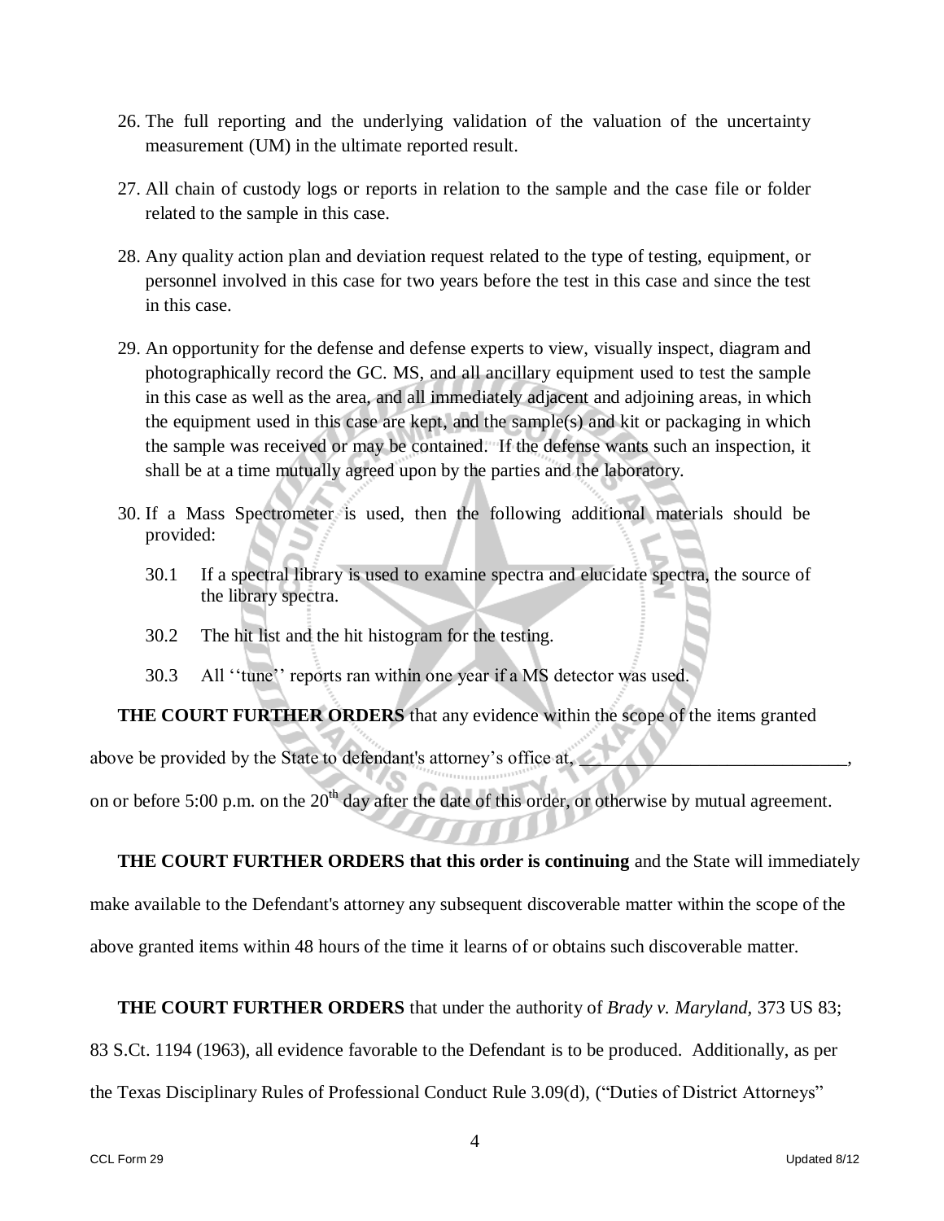26. The full reporting and the underlying validation of the valuation of the uncertainty measurement (UM) in the ultimate reported result.

27. All chain of custody logs or reports in relation to the sample and the case file or folder related to the sample in this case.

28. Any quality action plan and deviation request related to the type of testing, equipment, or personnel involved in this case for two years before the test in this case and since the test in this case.

29. An opportunity for the defense and defense experts to view, visually inspect, diagram and photographically record the GC. MS, and all ancillary equipment used to test the sample in this case as well as the area, and all immediately adjacent and adjoining areas, in which the equipment used in this case are kept, and the sample(s) and kit or packaging in which the sample was received or may be contained. If the defense wants such an inspection, it shall be at a time mutually agreed upon by the parties and the laboratory.

30. If a Mass Spectrometer is used, then the following additional materials should be provided:

    30.1 If a spectral library is used to examine spectra and elucidate spectra, the source of the library spectra.

    30.2 The hit list and the hit histogram for the testing.

    30.3 All ''tune'' reports ran within one year if a MS detector was used.

**THE COURT FURTHER ORDERS** that any evidence within the scope of the items granted above be provided by the State to defendant's attorney's office at, ___________________________, on or before 5:00 p.m. on the 20th day after the date of this order, or otherwise by mutual agreement.

**THE COURT FURTHER ORDERS that this order is continuing** and the State will immediately make available to the Defendant's attorney any subsequent discoverable matter within the scope of the above granted items within 48 hours of the time it learns of or obtains such discoverable matter.

**THE COURT FURTHER ORDERS** that under the authority of *Brady v. Maryland,* 373 US 83; 83 S.Ct. 1194 (1963), all evidence favorable to the Defendant is to be produced. Additionally, as per the Texas Disciplinary Rules of Professional Conduct Rule 3.09(d), ("Duties of District Attorneys"

CCL Form 29 Updated 8/12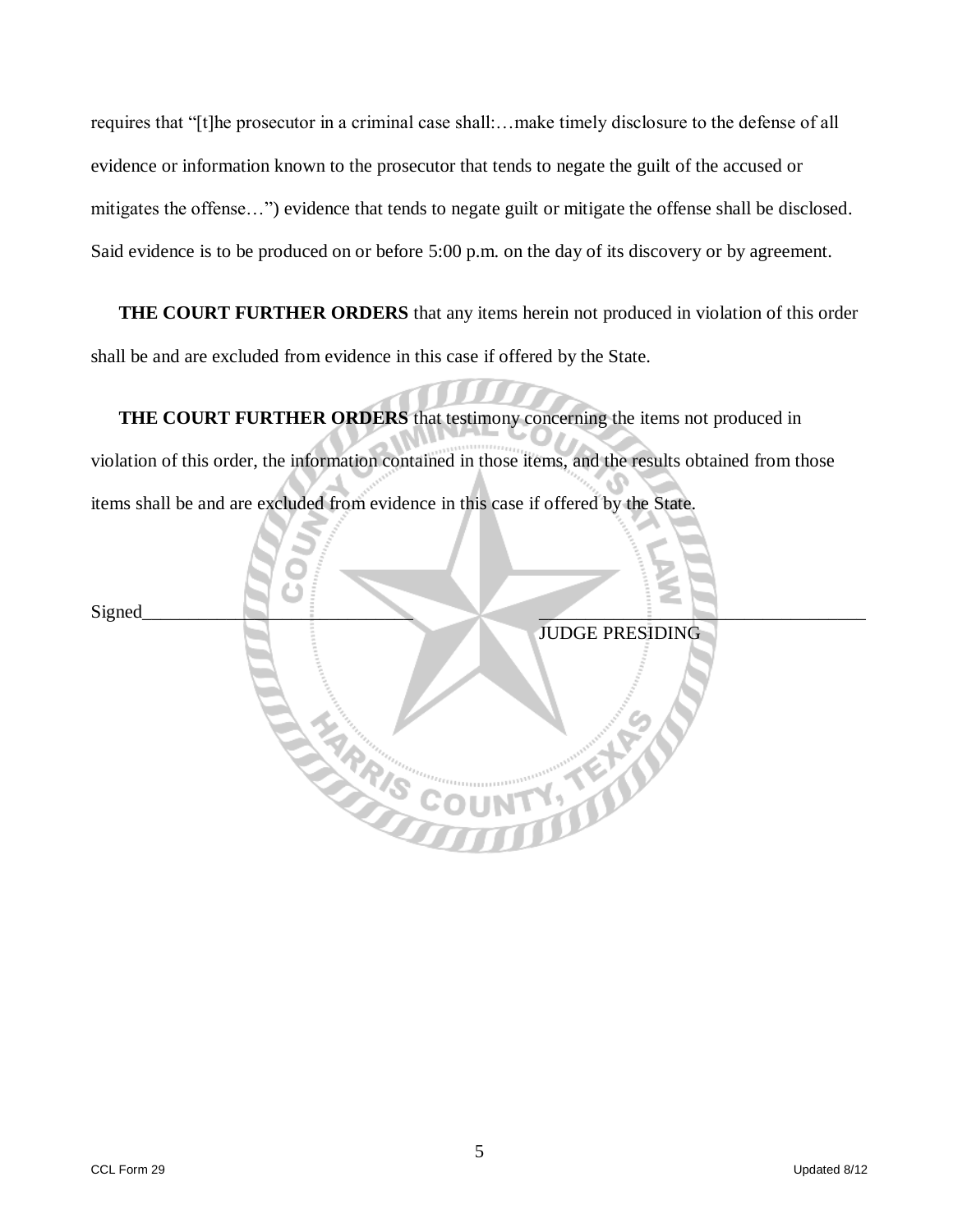requires that "[t]he prosecutor in a criminal case shall:…make timely disclosure to the defense of all evidence or information known to the prosecutor that tends to negate the guilt of the accused or mitigates the offense…") evidence that tends to negate guilt or mitigate the offense shall be disclosed. Said evidence is to be produced on or before 5:00 p.m. on the day of its discovery or by agreement.

**THE COURT FURTHER ORDERS** that any items herein not produced in violation of this order shall be and are excluded from evidence in this case if offered by the State.

**THE COURT FURTHER ORDERS** that testimony concerning the items not produced in violation of this order, the information contained in those items, and the results obtained from those items shall be and are excluded from evidence in this case if offered by the State.

Signed______________________________ ______________________________________
JUDGE PRESIDING

CCL Form 29 Updated 8/12